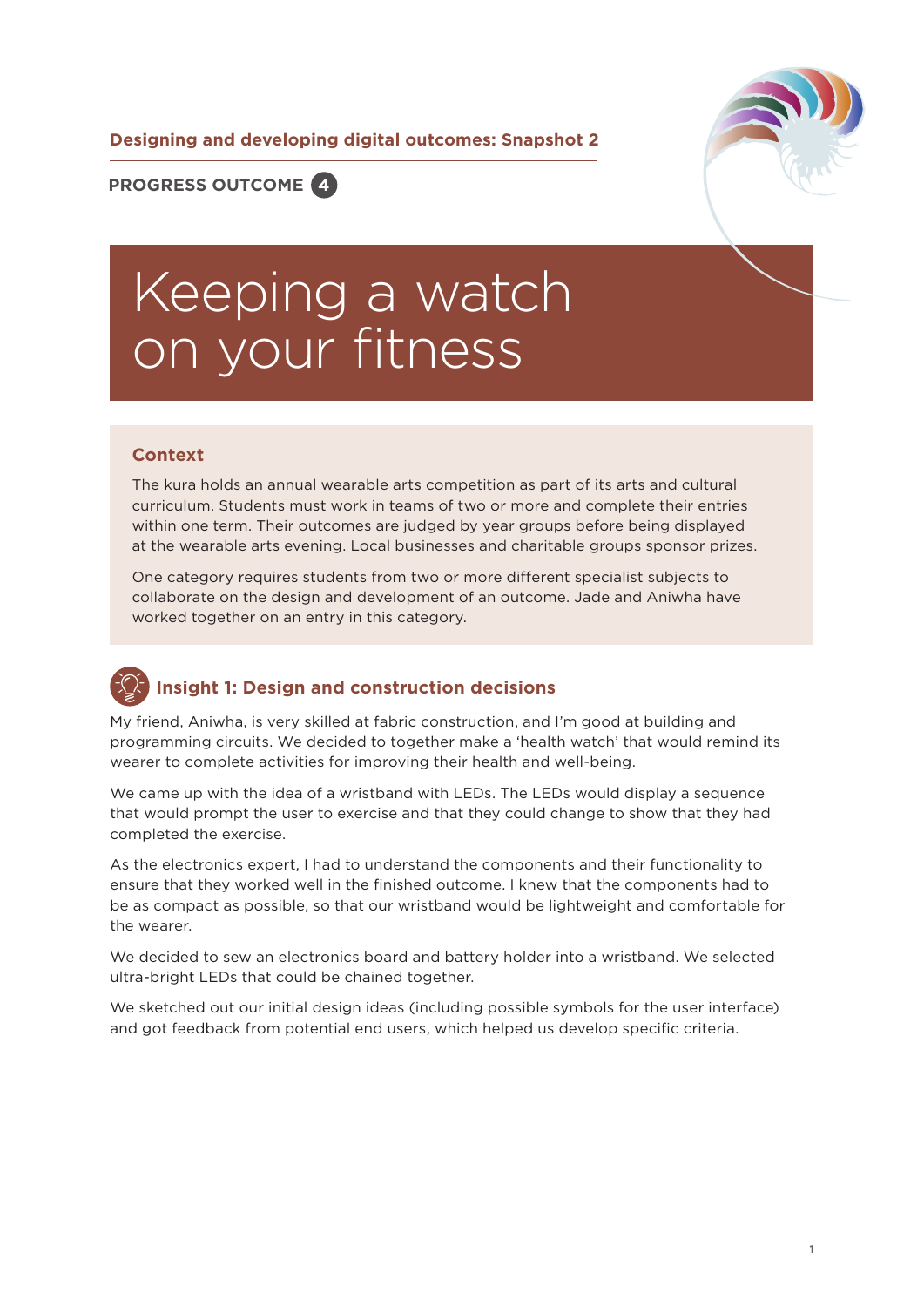**Designing and developing digital outcomes: Snapshot 2**

**PROGRESS OUTCOME 4**

# Keeping a watch on your fitness

## Context

The kura holds an annual wearable arts competition as part of its arts and cultural curriculum. Students must work in teams of two or more and complete their entries within one term. Their outcomes are judged by year groups before being displayed at the wearable arts evening. Local businesses and charitable groups sponsor prizes.

One category requires students from two or more different specialist subjects to collaborate on the design and development of an outcome. Jade and Aniwha have worked together on an entry in this category.

## Insight 1: Design and construction decisions

My friend, Aniwha, is very skilled at fabric construction, and I'm good at building and programming circuits. We decided to together make a 'health watch' that would remind its wearer to complete activities for improving their health and well-being.

We came up with the idea of a wristband with LEDs. The LEDs would display a sequence that would prompt the user to exercise and that they could change to show that they had completed the exercise.

As the electronics expert, I had to understand the components and their functionality to ensure that they worked well in the finished outcome. I knew that the components had to be as compact as possible, so that our wristband would be lightweight and comfortable for the wearer.

We decided to sew an electronics board and battery holder into a wristband. We selected ultra-bright LEDs that could be chained together.

We sketched out our initial design ideas (including possible symbols for the user interface) and got feedback from potential end users, which helped us develop specific criteria.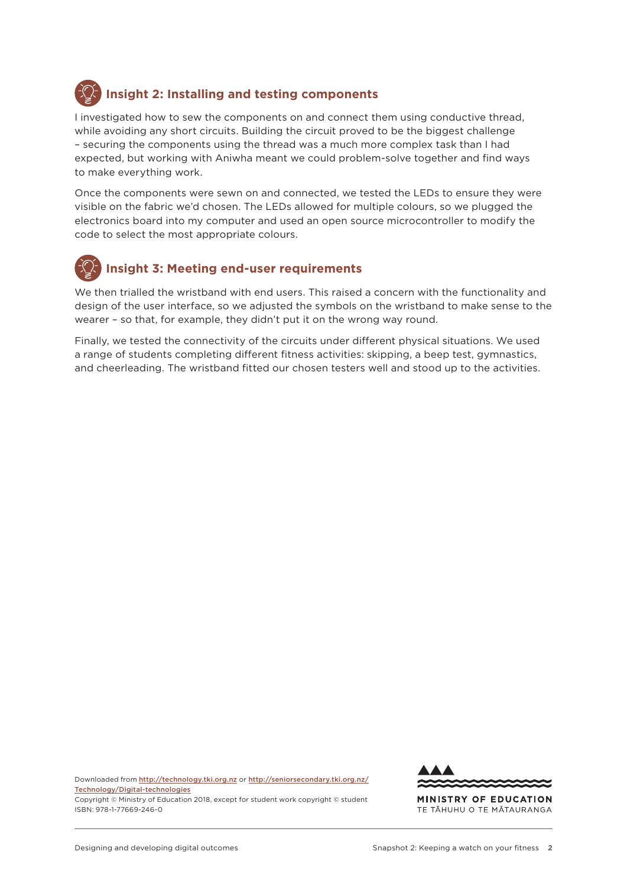## Insight 2: Installing and testing components

I investigated how to sew the components on and connect them using conductive thread, while avoiding any short circuits. Building the circuit proved to be the biggest challenge – securing the components using the thread was a much more complex task than I had expected, but working with Aniwha meant we could problem-solve together and find ways to make everything work.

Once the components were sewn on and connected, we tested the LEDs to ensure they were visible on the fabric we'd chosen. The LEDs allowed for multiple colours, so we plugged the electronics board into my computer and used an open source microcontroller to modify the code to select the most appropriate colours.

## Insight 3: Meeting end-user requirements

We then trialled the wristband with end users. This raised a concern with the functionality and design of the user interface, so we adjusted the symbols on the wristband to make sense to the wearer – so that, for example, they didn't put it on the wrong way round.

Finally, we tested the connectivity of the circuits under different physical situations. We used a range of students completing different fitness activities: skipping, a beep test, gymnastics, and cheerleading. The wristband fitted our chosen testers well and stood up to the activities.

Downloaded from http://technology.tki.org.nz or http://seniorsecondary.tki.org.nz/Technology/Digital-technologies
Copyright © Ministry of Education 2018, except for student work copyright © student
ISBN: 978-1-77669-246-0

MINISTRY OF EDUCATION
TE TĀHUHU O TE MĀTAURANGA